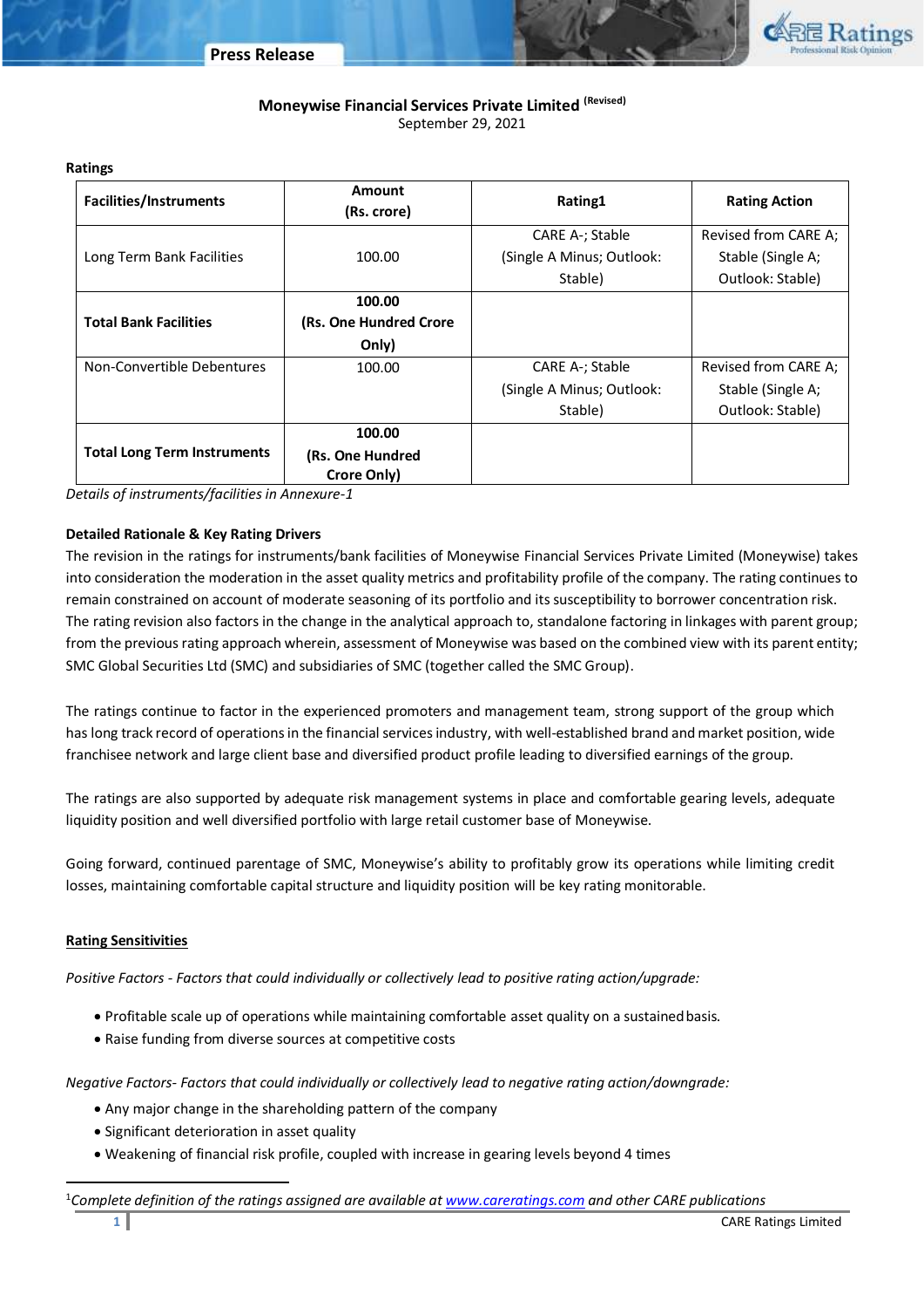# Moneywise Financial Services Private Limited (Revised)

September 29, 2021

**Ratings**

| Facilities/Instruments | Amount (Rs. crore) | Rating[1] | Rating Action |
|---|---|---|---|
| Long Term Bank Facilities | 100.00 | CARE A-; Stable (Single A Minus; Outlook: Stable) | Revised from CARE A; Stable (Single A; Outlook: Stable) |
| **Total Bank Facilities** | **100.00 (Rs. One Hundred Crore Only)** | | |
| Non-Convertible Debentures | 100.00 | CARE A-; Stable (Single A Minus; Outlook: Stable) | Revised from CARE A; Stable (Single A; Outlook: Stable) |
| **Total Long Term Instruments** | **100.00 (Rs. One Hundred Crore Only)** | | |

*Details of instruments/facilities in Annexure-1*

**Detailed Rationale & Key Rating Drivers**

The revision in the ratings for instruments/bank facilities of Moneywise Financial Services Private Limited (Moneywise) takes into consideration the moderation in the asset quality metrics and profitability profile of the company. The rating continues to remain constrained on account of moderate seasoning of its portfolio and its susceptibility to borrower concentration risk. The rating revision also factors in the change in the analytical approach to, standalone factoring in linkages with parent group; from the previous rating approach wherein, assessment of Moneywise was based on the combined view with its parent entity; SMC Global Securities Ltd (SMC) and subsidiaries of SMC (together called the SMC Group).

The ratings continue to factor in the experienced promoters and management team, strong support of the group which has long track record of operations in the financial services industry, with well-established brand and market position, wide franchisee network and large client base and diversified product profile leading to diversified earnings of the group.

The ratings are also supported by adequate risk management systems in place and comfortable gearing levels, adequate liquidity position and well diversified portfolio with large retail customer base of Moneywise.

Going forward, continued parentage of SMC, Moneywise's ability to profitably grow its operations while limiting credit losses, maintaining comfortable capital structure and liquidity position will be key rating monitorable.

**Rating Sensitivities**

*Positive Factors - Factors that could individually or collectively lead to positive rating action/upgrade:*

- Profitable scale up of operations while maintaining comfortable asset quality on a sustained basis.
- Raise funding from diverse sources at competitive costs

*Negative Factors- Factors that could individually or collectively lead to negative rating action/downgrade:*

- Any major change in the shareholding pattern of the company
- Significant deterioration in asset quality
- Weakening of financial risk profile, coupled with increase in gearing levels beyond 4 times

[1]*Complete definition of the ratings assigned are available at www.careratings.com and other CARE publications*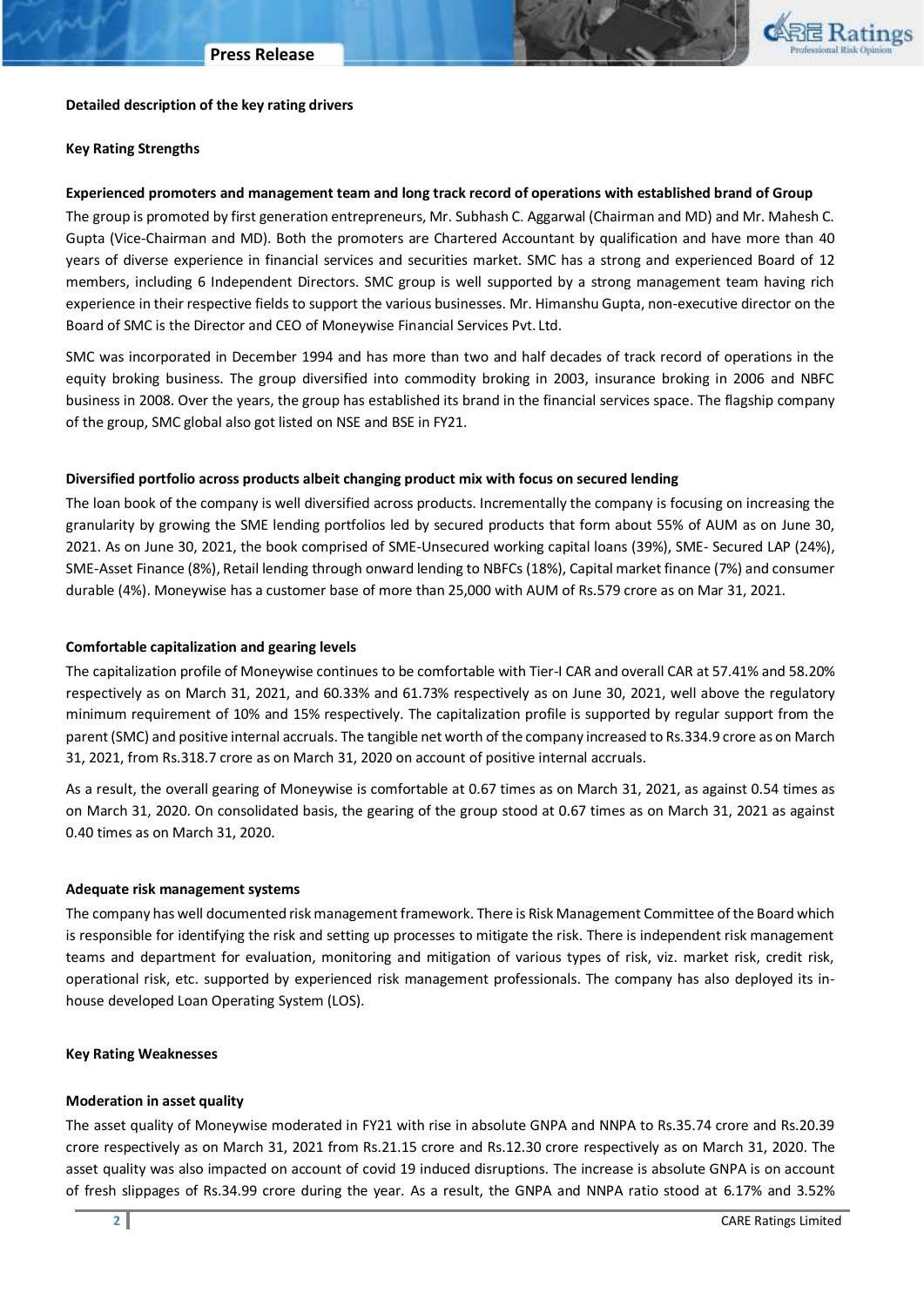**Detailed description of the key rating drivers**

**Key Rating Strengths**

**Experienced promoters and management team and long track record of operations with established brand of Group**

The group is promoted by first generation entrepreneurs, Mr. Subhash C. Aggarwal (Chairman and MD) and Mr. Mahesh C. Gupta (Vice-Chairman and MD). Both the promoters are Chartered Accountant by qualification and have more than 40 years of diverse experience in financial services and securities market. SMC has a strong and experienced Board of 12 members, including 6 Independent Directors. SMC group is well supported by a strong management team having rich experience in their respective fields to support the various businesses. Mr. Himanshu Gupta, non-executive director on the Board of SMC is the Director and CEO of Moneywise Financial Services Pvt. Ltd.

SMC was incorporated in December 1994 and has more than two and half decades of track record of operations in the equity broking business. The group diversified into commodity broking in 2003, insurance broking in 2006 and NBFC business in 2008. Over the years, the group has established its brand in the financial services space. The flagship company of the group, SMC global also got listed on NSE and BSE in FY21.

**Diversified portfolio across products albeit changing product mix with focus on secured lending**

The loan book of the company is well diversified across products. Incrementally the company is focusing on increasing the granularity by growing the SME lending portfolios led by secured products that form about 55% of AUM as on June 30, 2021. As on June 30, 2021, the book comprised of SME-Unsecured working capital loans (39%), SME- Secured LAP (24%), SME-Asset Finance (8%), Retail lending through onward lending to NBFCs (18%), Capital market finance (7%) and consumer durable (4%). Moneywise has a customer base of more than 25,000 with AUM of Rs.579 crore as on Mar 31, 2021.

**Comfortable capitalization and gearing levels**

The capitalization profile of Moneywise continues to be comfortable with Tier-I CAR and overall CAR at 57.41% and 58.20% respectively as on March 31, 2021, and 60.33% and 61.73% respectively as on June 30, 2021, well above the regulatory minimum requirement of 10% and 15% respectively. The capitalization profile is supported by regular support from the parent (SMC) and positive internal accruals. The tangible net worth of the company increased to Rs.334.9 crore as on March 31, 2021, from Rs.318.7 crore as on March 31, 2020 on account of positive internal accruals.

As a result, the overall gearing of Moneywise is comfortable at 0.67 times as on March 31, 2021, as against 0.54 times as on March 31, 2020. On consolidated basis, the gearing of the group stood at 0.67 times as on March 31, 2021 as against 0.40 times as on March 31, 2020.

**Adequate risk management systems**

The company has well documented risk management framework. There is Risk Management Committee of the Board which is responsible for identifying the risk and setting up processes to mitigate the risk. There is independent risk management teams and department for evaluation, monitoring and mitigation of various types of risk, viz. market risk, credit risk, operational risk, etc. supported by experienced risk management professionals. The company has also deployed its in-house developed Loan Operating System (LOS).

**Key Rating Weaknesses**

**Moderation in asset quality**

The asset quality of Moneywise moderated in FY21 with rise in absolute GNPA and NNPA to Rs.35.74 crore and Rs.20.39 crore respectively as on March 31, 2021 from Rs.21.15 crore and Rs.12.30 crore respectively as on March 31, 2020. The asset quality was also impacted on account of covid 19 induced disruptions. The increase is absolute GNPA is on account of fresh slippages of Rs.34.99 crore during the year. As a result, the GNPA and NNPA ratio stood at 6.17% and 3.52%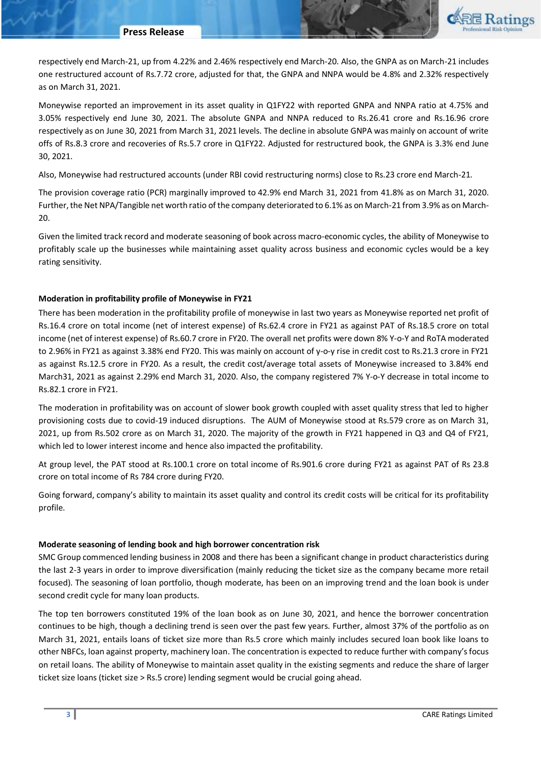respectively end March-21, up from 4.22% and 2.46% respectively end March-20. Also, the GNPA as on March-21 includes one restructured account of Rs.7.72 crore, adjusted for that, the GNPA and NNPA would be 4.8% and 2.32% respectively as on March 31, 2021.

Moneywise reported an improvement in its asset quality in Q1FY22 with reported GNPA and NNPA ratio at 4.75% and 3.05% respectively end June 30, 2021. The absolute GNPA and NNPA reduced to Rs.26.41 crore and Rs.16.96 crore respectively as on June 30, 2021 from March 31, 2021 levels. The decline in absolute GNPA was mainly on account of write offs of Rs.8.3 crore and recoveries of Rs.5.7 crore in Q1FY22. Adjusted for restructured book, the GNPA is 3.3% end June 30, 2021.

Also, Moneywise had restructured accounts (under RBI covid restructuring norms) close to Rs.23 crore end March-21.

The provision coverage ratio (PCR) marginally improved to 42.9% end March 31, 2021 from 41.8% as on March 31, 2020. Further, the Net NPA/Tangible net worth ratio of the company deteriorated to 6.1% as on March-21 from 3.9% as on March-20.

Given the limited track record and moderate seasoning of book across macro-economic cycles, the ability of Moneywise to profitably scale up the businesses while maintaining asset quality across business and economic cycles would be a key rating sensitivity.

**Moderation in profitability profile of Moneywise in FY21**

There has been moderation in the profitability profile of moneywise in last two years as Moneywise reported net profit of Rs.16.4 crore on total income (net of interest expense) of Rs.62.4 crore in FY21 as against PAT of Rs.18.5 crore on total income (net of interest expense) of Rs.60.7 crore in FY20. The overall net profits were down 8% Y-o-Y and RoTA moderated to 2.96% in FY21 as against 3.38% end FY20. This was mainly on account of y-o-y rise in credit cost to Rs.21.3 crore in FY21 as against Rs.12.5 crore in FY20. As a result, the credit cost/average total assets of Moneywise increased to 3.84% end March31, 2021 as against 2.29% end March 31, 2020. Also, the company registered 7% Y-o-Y decrease in total income to Rs.82.1 crore in FY21.

The moderation in profitability was on account of slower book growth coupled with asset quality stress that led to higher provisioning costs due to covid-19 induced disruptions. The AUM of Moneywise stood at Rs.579 crore as on March 31, 2021, up from Rs.502 crore as on March 31, 2020. The majority of the growth in FY21 happened in Q3 and Q4 of FY21, which led to lower interest income and hence also impacted the profitability.

At group level, the PAT stood at Rs.100.1 crore on total income of Rs.901.6 crore during FY21 as against PAT of Rs 23.8 crore on total income of Rs 784 crore during FY20.

Going forward, company's ability to maintain its asset quality and control its credit costs will be critical for its profitability profile.

**Moderate seasoning of lending book and high borrower concentration risk**

SMC Group commenced lending business in 2008 and there has been a significant change in product characteristics during the last 2-3 years in order to improve diversification (mainly reducing the ticket size as the company became more retail focused). The seasoning of loan portfolio, though moderate, has been on an improving trend and the loan book is under second credit cycle for many loan products.

The top ten borrowers constituted 19% of the loan book as on June 30, 2021, and hence the borrower concentration continues to be high, though a declining trend is seen over the past few years. Further, almost 37% of the portfolio as on March 31, 2021, entails loans of ticket size more than Rs.5 crore which mainly includes secured loan book like loans to other NBFCs, loan against property, machinery loan. The concentration is expected to reduce further with company's focus on retail loans. The ability of Moneywise to maintain asset quality in the existing segments and reduce the share of larger ticket size loans (ticket size > Rs.5 crore) lending segment would be crucial going ahead.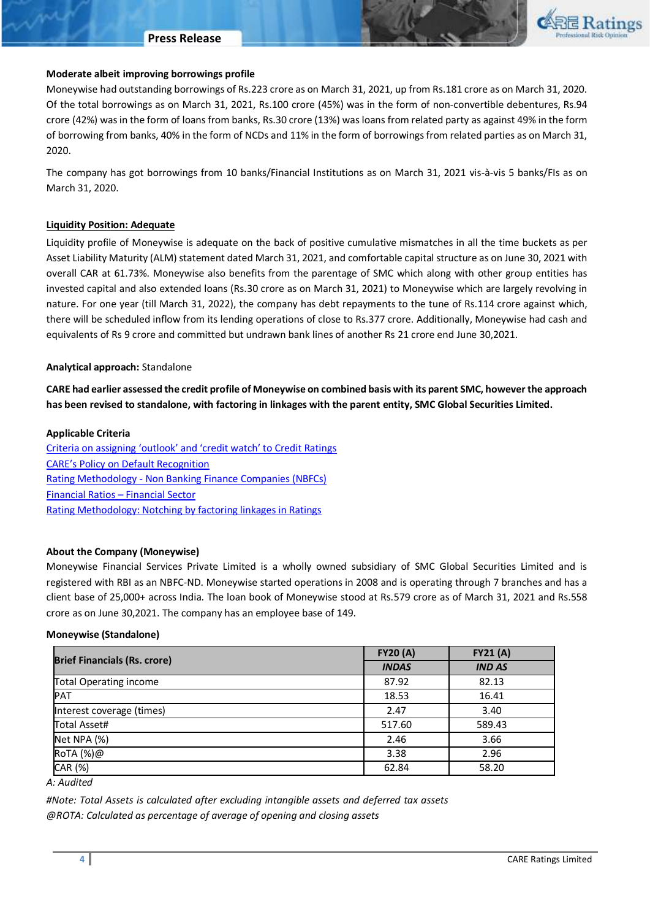**Moderate albeit improving borrowings profile**

Moneywise had outstanding borrowings of Rs.223 crore as on March 31, 2021, up from Rs.181 crore as on March 31, 2020. Of the total borrowings as on March 31, 2021, Rs.100 crore (45%) was in the form of non-convertible debentures, Rs.94 crore (42%) was in the form of loans from banks, Rs.30 crore (13%) was loans from related party as against 49% in the form of borrowing from banks, 40% in the form of NCDs and 11% in the form of borrowings from related parties as on March 31, 2020.

The company has got borrowings from 10 banks/Financial Institutions as on March 31, 2021 vis-à-vis 5 banks/FIs as on March 31, 2020.

**Liquidity Position: Adequate**

Liquidity profile of Moneywise is adequate on the back of positive cumulative mismatches in all the time buckets as per Asset Liability Maturity (ALM) statement dated March 31, 2021, and comfortable capital structure as on June 30, 2021 with overall CAR at 61.73%. Moneywise also benefits from the parentage of SMC which along with other group entities has invested capital and also extended loans (Rs.30 crore as on March 31, 2021) to Moneywise which are largely revolving in nature. For one year (till March 31, 2022), the company has debt repayments to the tune of Rs.114 crore against which, there will be scheduled inflow from its lending operations of close to Rs.377 crore. Additionally, Moneywise had cash and equivalents of Rs 9 crore and committed but undrawn bank lines of another Rs 21 crore end June 30,2021.

**Analytical approach:** Standalone

**CARE had earlier assessed the credit profile of Moneywise on combined basis with its parent SMC, however the approach has been revised to standalone, with factoring in linkages with the parent entity, SMC Global Securities Limited.**

**Applicable Criteria**

Criteria on assigning 'outlook' and 'credit watch' to Credit Ratings
CARE's Policy on Default Recognition
Rating Methodology - Non Banking Finance Companies (NBFCs)
Financial Ratios – Financial Sector
Rating Methodology: Notching by factoring linkages in Ratings

**About the Company (Moneywise)**

Moneywise Financial Services Private Limited is a wholly owned subsidiary of SMC Global Securities Limited and is registered with RBI as an NBFC-ND. Moneywise started operations in 2008 and is operating through 7 branches and has a client base of 25,000+ across India. The loan book of Moneywise stood at Rs.579 crore as of March 31, 2021 and Rs.558 crore as on June 30,2021. The company has an employee base of 149.

**Moneywise (Standalone)**

| Brief Financials (Rs. crore) | FY20 (A) | FY21 (A) |
|---|---|---|
| | *INDAS* | *IND AS* |
| Total Operating income | 87.92 | 82.13 |
| PAT | 18.53 | 16.41 |
| Interest coverage (times) | 2.47 | 3.40 |
| Total Asset# | 517.60 | 589.43 |
| Net NPA (%) | 2.46 | 3.66 |
| RoTA (%)@ | 3.38 | 2.96 |
| CAR (%) | 62.84 | 58.20 |

*A: Audited*

*#Note: Total Assets is calculated after excluding intangible assets and deferred tax assets*
*@ROTA: Calculated as percentage of average of opening and closing assets*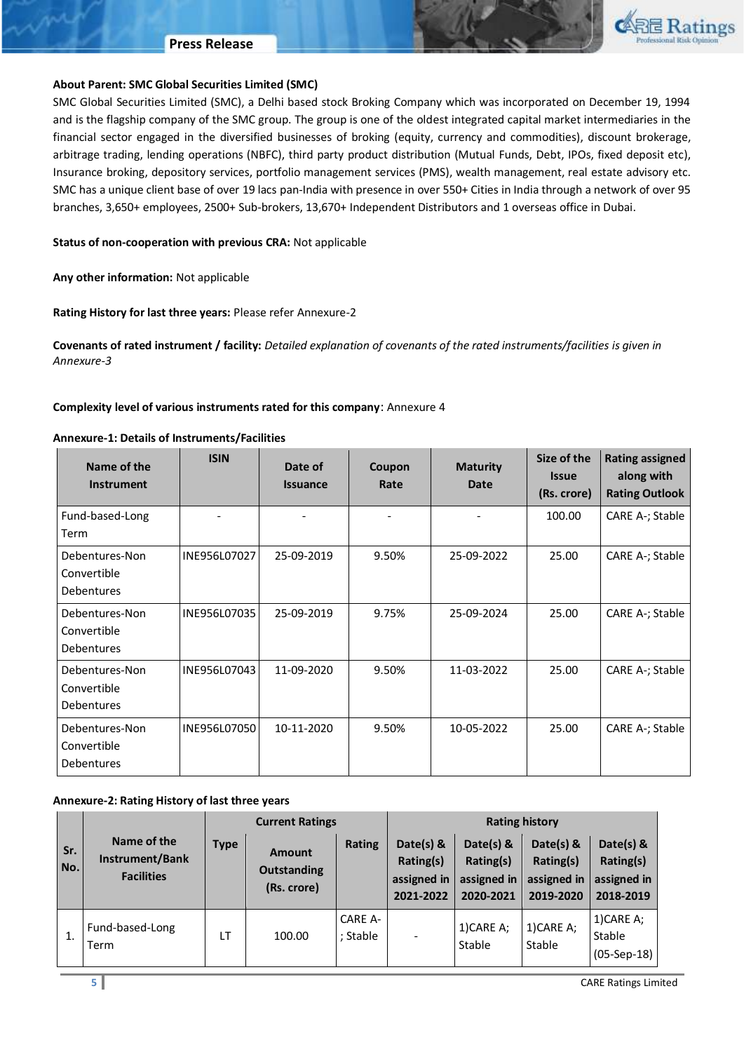**About Parent: SMC Global Securities Limited (SMC)**

SMC Global Securities Limited (SMC), a Delhi based stock Broking Company which was incorporated on December 19, 1994 and is the flagship company of the SMC group. The group is one of the oldest integrated capital market intermediaries in the financial sector engaged in the diversified businesses of broking (equity, currency and commodities), discount brokerage, arbitrage trading, lending operations (NBFC), third party product distribution (Mutual Funds, Debt, IPOs, fixed deposit etc), Insurance broking, depository services, portfolio management services (PMS), wealth management, real estate advisory etc. SMC has a unique client base of over 19 lacs pan-India with presence in over 550+ Cities in India through a network of over 95 branches, 3,650+ employees, 2500+ Sub-brokers, 13,670+ Independent Distributors and 1 overseas office in Dubai.

**Status of non-cooperation with previous CRA:** Not applicable

**Any other information:** Not applicable

**Rating History for last three years:** Please refer Annexure-2

**Covenants of rated instrument / facility:** *Detailed explanation of covenants of the rated instruments/facilities is given in Annexure-3*

**Complexity level of various instruments rated for this company**: Annexure 4

**Annexure-1: Details of Instruments/Facilities**

| Name of the Instrument | ISIN | Date of Issuance | Coupon Rate | Maturity Date | Size of the Issue (Rs. crore) | Rating assigned along with Rating Outlook |
|---|---|---|---|---|---|---|
| Fund-based-Long Term | - | - | - | - | 100.00 | CARE A-; Stable |
| Debentures-Non Convertible Debentures | INE956L07027 | 25-09-2019 | 9.50% | 25-09-2022 | 25.00 | CARE A-; Stable |
| Debentures-Non Convertible Debentures | INE956L07035 | 25-09-2019 | 9.75% | 25-09-2024 | 25.00 | CARE A-; Stable |
| Debentures-Non Convertible Debentures | INE956L07043 | 11-09-2020 | 9.50% | 11-03-2022 | 25.00 | CARE A-; Stable |
| Debentures-Non Convertible Debentures | INE956L07050 | 10-11-2020 | 9.50% | 10-05-2022 | 25.00 | CARE A-; Stable |

**Annexure-2: Rating History of last three years**

| Sr. No. | Name of the Instrument/Bank Facilities | Current Ratings | | | Rating history | | | |
|---|---|---|---|---|---|---|---|---|
| | | Type | Amount Outstanding (Rs. crore) | Rating | Date(s) & Rating(s) assigned in 2021-2022 | Date(s) & Rating(s) assigned in 2020-2021 | Date(s) & Rating(s) assigned in 2019-2020 | Date(s) & Rating(s) assigned in 2018-2019 |
| 1. | Fund-based-Long Term | LT | 100.00 | CARE A-; Stable | - | 1)CARE A; Stable | 1)CARE A; Stable | 1)CARE A; Stable (05-Sep-18) |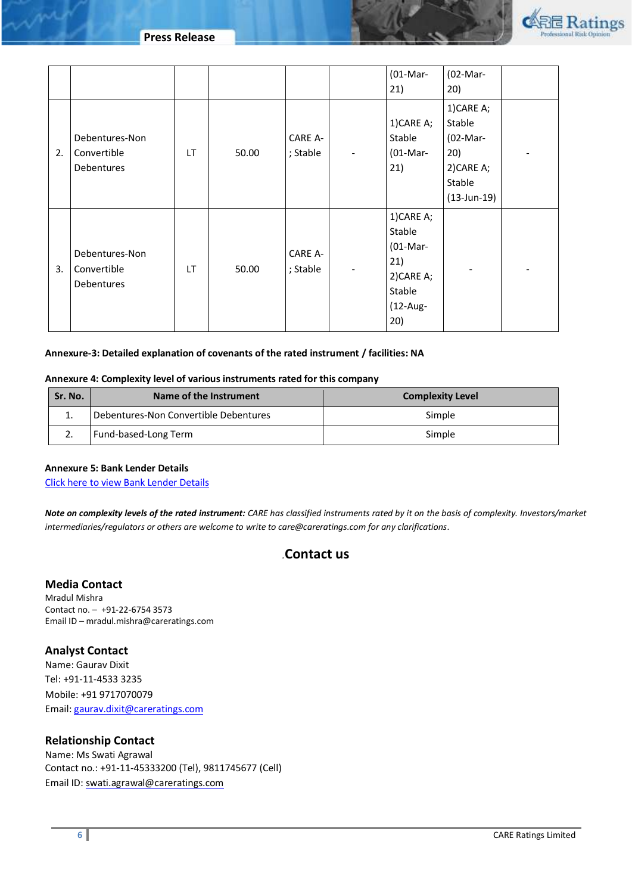| | | | | | | (01-Mar-21) | (02-Mar-20) | |
|---|---|---|---|---|---|---|---|---|
| 2. | Debentures-Non Convertible Debentures | LT | 50.00 | CARE A-; Stable | - | 1)CARE A; Stable (01-Mar-21) | 1)CARE A; Stable (02-Mar-20) 2)CARE A; Stable (13-Jun-19) | - |
| 3. | Debentures-Non Convertible Debentures | LT | 50.00 | CARE A-; Stable | - | 1)CARE A; Stable (01-Mar-21) 2)CARE A; Stable (12-Aug-20) | - | - |

**Annexure-3: Detailed explanation of covenants of the rated instrument / facilities: NA**

**Annexure 4: Complexity level of various instruments rated for this company**

| Sr. No. | Name of the Instrument | Complexity Level |
|---|---|---|
| 1. | Debentures-Non Convertible Debentures | Simple |
| 2. | Fund-based-Long Term | Simple |

**Annexure 5: Bank Lender Details**

Click here to view Bank Lender Details

***Note on complexity levels of the rated instrument:*** *CARE has classified instruments rated by it on the basis of complexity. Investors/market intermediaries/regulators or others are welcome to write to care@careratings.com for any clarifications.*

## Contact us

### Media Contact

Mradul Mishra
Contact no. – +91-22-6754 3573
Email ID – mradul.mishra@careratings.com

### Analyst Contact

Name: Gaurav Dixit
Tel: +91-11-4533 3235
Mobile: +91 9717070079
Email: gaurav.dixit@careratings.com

### Relationship Contact

Name: Ms Swati Agrawal
Contact no.: +91-11-45333200 (Tel), 9811745677 (Cell)
Email ID: swati.agrawal@careratings.com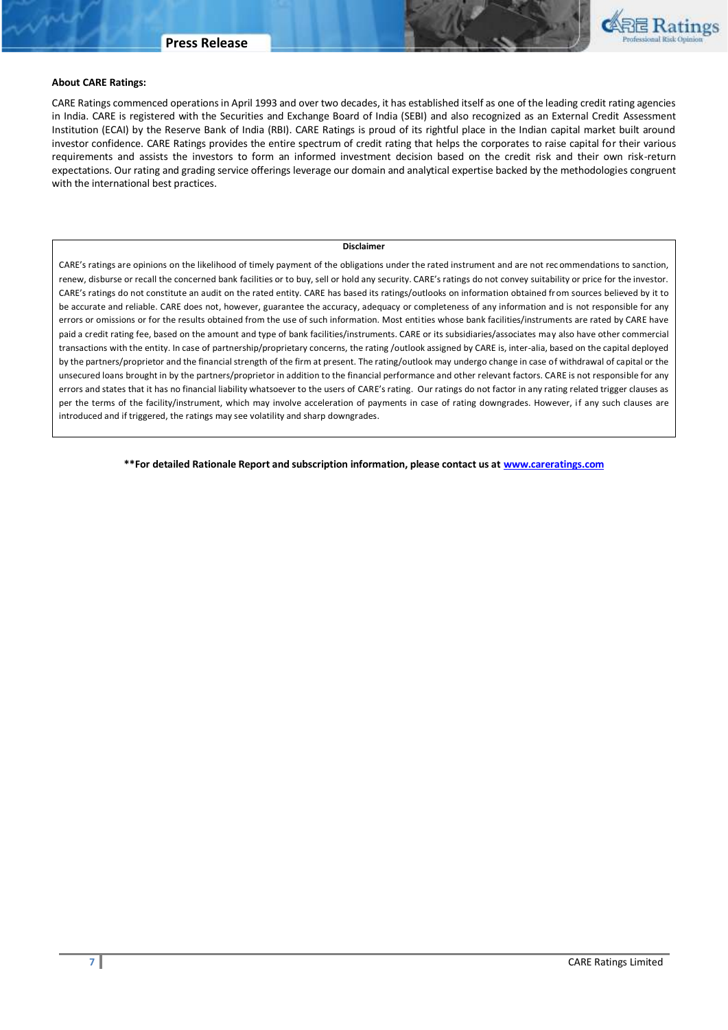**About CARE Ratings:**

CARE Ratings commenced operations in April 1993 and over two decades, it has established itself as one of the leading credit rating agencies in India. CARE is registered with the Securities and Exchange Board of India (SEBI) and also recognized as an External Credit Assessment Institution (ECAI) by the Reserve Bank of India (RBI). CARE Ratings is proud of its rightful place in the Indian capital market built around investor confidence. CARE Ratings provides the entire spectrum of credit rating that helps the corporates to raise capital for their various requirements and assists the investors to form an informed investment decision based on the credit risk and their own risk-return expectations. Our rating and grading service offerings leverage our domain and analytical expertise backed by the methodologies congruent with the international best practices.

**Disclaimer**

CARE's ratings are opinions on the likelihood of timely payment of the obligations under the rated instrument and are not recommendations to sanction, renew, disburse or recall the concerned bank facilities or to buy, sell or hold any security. CARE's ratings do not convey suitability or price for the investor. CARE's ratings do not constitute an audit on the rated entity. CARE has based its ratings/outlooks on information obtained from sources believed by it to be accurate and reliable. CARE does not, however, guarantee the accuracy, adequacy or completeness of any information and is not responsible for any errors or omissions or for the results obtained from the use of such information. Most entities whose bank facilities/instruments are rated by CARE have paid a credit rating fee, based on the amount and type of bank facilities/instruments. CARE or its subsidiaries/associates may also have other commercial transactions with the entity. In case of partnership/proprietary concerns, the rating /outlook assigned by CARE is, inter-alia, based on the capital deployed by the partners/proprietor and the financial strength of the firm at present. The rating/outlook may undergo change in case of withdrawal of capital or the unsecured loans brought in by the partners/proprietor in addition to the financial performance and other relevant factors. CARE is not responsible for any errors and states that it has no financial liability whatsoever to the users of CARE's rating. Our ratings do not factor in any rating related trigger clauses as per the terms of the facility/instrument, which may involve acceleration of payments in case of rating downgrades. However, if any such clauses are introduced and if triggered, the ratings may see volatility and sharp downgrades.

**\*\*For detailed Rationale Report and subscription information, please contact us at [www.careratings.com](http://www.careratings.com)**